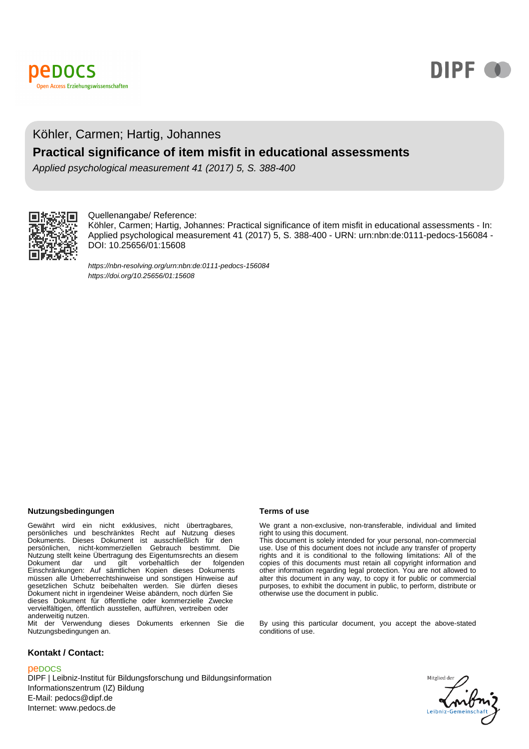Köhler, Carmen; Hartig, Johannes

# Practical significance of item misfit in educational assessments

*Applied psychological measurement 41 (2017) 5, S. 388-400*

Quellenangabe/ Reference:
Köhler, Carmen; Hartig, Johannes: Practical significance of item misfit in educational assessments - In: Applied psychological measurement 41 (2017) 5, S. 388-400 - URN: urn:nbn:de:0111-pedocs-156084 - DOI: 10.25656/01:15608

*https://nbn-resolving.org/urn:nbn:de:0111-pedocs-156084*
*https://doi.org/10.25656/01:15608*

## Nutzungsbedingungen

Gewährt wird ein nicht exklusives, nicht übertragbares, persönliches und beschränktes Recht auf Nutzung dieses Dokuments. Dieses Dokument ist ausschließlich für den persönlichen, nicht-kommerziellen Gebrauch bestimmt. Die Nutzung stellt keine Übertragung des Eigentumsrechts an diesem Dokument dar und gilt vorbehaltlich der folgenden Einschränkungen: Auf sämtlichen Kopien dieses Dokuments müssen alle Urheberrechtshinweise und sonstigen Hinweise auf gesetzlichen Schutz beibehalten werden. Sie dürfen dieses Dokument nicht in irgendeiner Weise abändern, noch dürfen Sie dieses Dokument für öffentliche oder kommerzielle Zwecke vervielfältigen, öffentlich ausstellen, aufführen, vertreiben oder anderweitig nutzen.
Mit der Verwendung dieses Dokuments erkennen Sie die Nutzungsbedingungen an.

## Terms of use

We grant a non-exclusive, non-transferable, individual and limited right to using this document.
This document is solely intended for your personal, non-commercial use. Use of this document does not include any transfer of property rights and it is conditional to the following limitations: All of the copies of this documents must retain all copyright information and other information regarding legal protection. You are not allowed to alter this document in any way, to copy it for public or commercial purposes, to exhibit the document in public, to perform, distribute or otherwise use the document in public.

By using this particular document, you accept the above-stated conditions of use.

## Kontakt / Contact:

peDOCS
DIPF | Leibniz-Institut für Bildungsforschung und Bildungsinformation
Informationszentrum (IZ) Bildung
E-Mail: pedocs@dipf.de
Internet: www.pedocs.de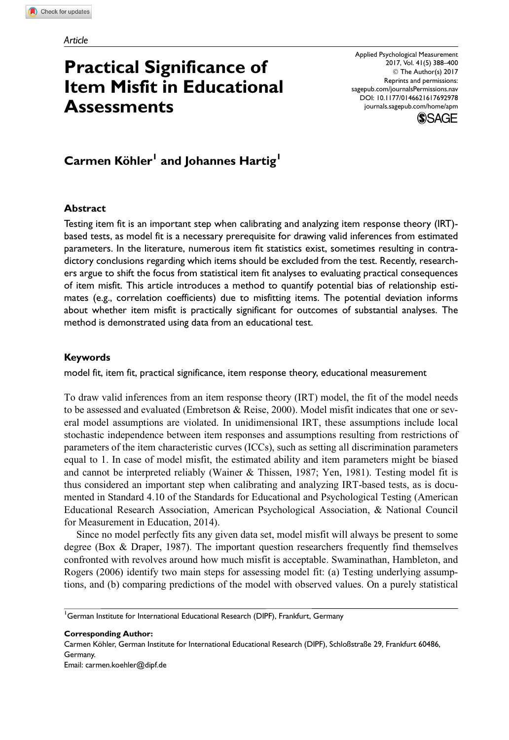*Article*

# Practical Significance of Item Misfit in Educational Assessments

**Carmen Köhler[1] and Johannes Hartig[1]**

## Abstract

Testing item fit is an important step when calibrating and analyzing item response theory (IRT)-based tests, as model fit is a necessary prerequisite for drawing valid inferences from estimated parameters. In the literature, numerous item fit statistics exist, sometimes resulting in contradictory conclusions regarding which items should be excluded from the test. Recently, researchers argue to shift the focus from statistical item fit analyses to evaluating practical consequences of item misfit. This article introduces a method to quantify potential bias of relationship estimates (e.g., correlation coefficients) due to misfitting items. The potential deviation informs about whether item misfit is practically significant for outcomes of substantial analyses. The method is demonstrated using data from an educational test.

## Keywords

model fit, item fit, practical significance, item response theory, educational measurement

To draw valid inferences from an item response theory (IRT) model, the fit of the model needs to be assessed and evaluated (Embretson & Reise, 2000). Model misfit indicates that one or several model assumptions are violated. In unidimensional IRT, these assumptions include local stochastic independence between item responses and assumptions resulting from restrictions of parameters of the item characteristic curves (ICCs), such as setting all discrimination parameters equal to 1. In case of model misfit, the estimated ability and item parameters might be biased and cannot be interpreted reliably (Wainer & Thissen, 1987; Yen, 1981). Testing model fit is thus considered an important step when calibrating and analyzing IRT-based tests, as is documented in Standard 4.10 of the Standards for Educational and Psychological Testing (American Educational Research Association, American Psychological Association, & National Council for Measurement in Education, 2014).

Since no model perfectly fits any given data set, model misfit will always be present to some degree (Box & Draper, 1987). The important question researchers frequently find themselves confronted with revolves around how much misfit is acceptable. Swaminathan, Hambleton, and Rogers (2006) identify two main steps for assessing model fit: (a) Testing underlying assumptions, and (b) comparing predictions of the model with observed values. On a purely statistical

---

[1] German Institute for International Educational Research (DIPF), Frankfurt, Germany

**Corresponding Author:**
Carmen Köhler, German Institute for International Educational Research (DIPF), Schloßstraße 29, Frankfurt 60486, Germany.
Email: carmen.koehler@dipf.de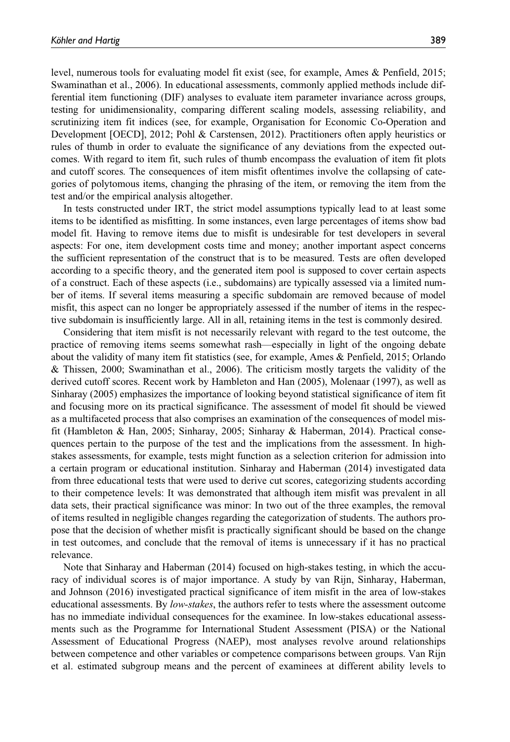level, numerous tools for evaluating model fit exist (see, for example, Ames & Penfield, 2015; Swaminathan et al., 2006). In educational assessments, commonly applied methods include differential item functioning (DIF) analyses to evaluate item parameter invariance across groups, testing for unidimensionality, comparing different scaling models, assessing reliability, and scrutinizing item fit indices (see, for example, Organisation for Economic Co-Operation and Development [OECD], 2012; Pohl & Carstensen, 2012). Practitioners often apply heuristics or rules of thumb in order to evaluate the significance of any deviations from the expected outcomes. With regard to item fit, such rules of thumb encompass the evaluation of item fit plots and cutoff scores. The consequences of item misfit oftentimes involve the collapsing of categories of polytomous items, changing the phrasing of the item, or removing the item from the test and/or the empirical analysis altogether.

In tests constructed under IRT, the strict model assumptions typically lead to at least some items to be identified as misfitting. In some instances, even large percentages of items show bad model fit. Having to remove items due to misfit is undesirable for test developers in several aspects: For one, item development costs time and money; another important aspect concerns the sufficient representation of the construct that is to be measured. Tests are often developed according to a specific theory, and the generated item pool is supposed to cover certain aspects of a construct. Each of these aspects (i.e., subdomains) are typically assessed via a limited number of items. If several items measuring a specific subdomain are removed because of model misfit, this aspect can no longer be appropriately assessed if the number of items in the respective subdomain is insufficiently large. All in all, retaining items in the test is commonly desired.

Considering that item misfit is not necessarily relevant with regard to the test outcome, the practice of removing items seems somewhat rash—especially in light of the ongoing debate about the validity of many item fit statistics (see, for example, Ames & Penfield, 2015; Orlando & Thissen, 2000; Swaminathan et al., 2006). The criticism mostly targets the validity of the derived cutoff scores. Recent work by Hambleton and Han (2005), Molenaar (1997), as well as Sinharay (2005) emphasizes the importance of looking beyond statistical significance of item fit and focusing more on its practical significance. The assessment of model fit should be viewed as a multifaceted process that also comprises an examination of the consequences of model misfit (Hambleton & Han, 2005; Sinharay, 2005; Sinharay & Haberman, 2014). Practical consequences pertain to the purpose of the test and the implications from the assessment. In high-stakes assessments, for example, tests might function as a selection criterion for admission into a certain program or educational institution. Sinharay and Haberman (2014) investigated data from three educational tests that were used to derive cut scores, categorizing students according to their competence levels: It was demonstrated that although item misfit was prevalent in all data sets, their practical significance was minor: In two out of the three examples, the removal of items resulted in negligible changes regarding the categorization of students. The authors propose that the decision of whether misfit is practically significant should be based on the change in test outcomes, and conclude that the removal of items is unnecessary if it has no practical relevance.

Note that Sinharay and Haberman (2014) focused on high-stakes testing, in which the accuracy of individual scores is of major importance. A study by van Rijn, Sinharay, Haberman, and Johnson (2016) investigated practical significance of item misfit in the area of low-stakes educational assessments. By *low-stakes*, the authors refer to tests where the assessment outcome has no immediate individual consequences for the examinee. In low-stakes educational assessments such as the Programme for International Student Assessment (PISA) or the National Assessment of Educational Progress (NAEP), most analyses revolve around relationships between competence and other variables or competence comparisons between groups. Van Rijn et al. estimated subgroup means and the percent of examinees at different ability levels to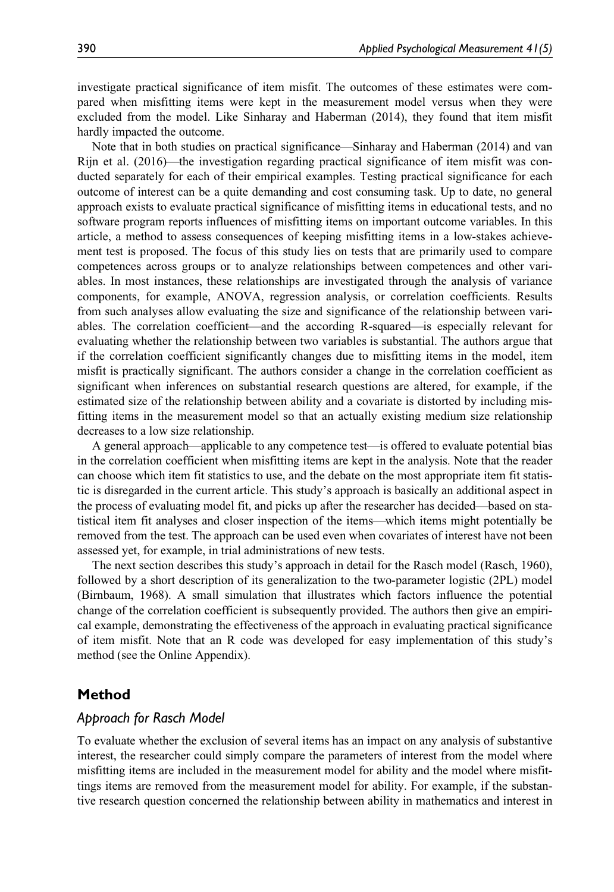investigate practical significance of item misfit. The outcomes of these estimates were compared when misfitting items were kept in the measurement model versus when they were excluded from the model. Like Sinharay and Haberman (2014), they found that item misfit hardly impacted the outcome.

Note that in both studies on practical significance—Sinharay and Haberman (2014) and van Rijn et al. (2016)—the investigation regarding practical significance of item misfit was conducted separately for each of their empirical examples. Testing practical significance for each outcome of interest can be a quite demanding and cost consuming task. Up to date, no general approach exists to evaluate practical significance of misfitting items in educational tests, and no software program reports influences of misfitting items on important outcome variables. In this article, a method to assess consequences of keeping misfitting items in a low-stakes achievement test is proposed. The focus of this study lies on tests that are primarily used to compare competences across groups or to analyze relationships between competences and other variables. In most instances, these relationships are investigated through the analysis of variance components, for example, ANOVA, regression analysis, or correlation coefficients. Results from such analyses allow evaluating the size and significance of the relationship between variables. The correlation coefficient—and the according R-squared—is especially relevant for evaluating whether the relationship between two variables is substantial. The authors argue that if the correlation coefficient significantly changes due to misfitting items in the model, item misfit is practically significant. The authors consider a change in the correlation coefficient as significant when inferences on substantial research questions are altered, for example, if the estimated size of the relationship between ability and a covariate is distorted by including misfitting items in the measurement model so that an actually existing medium size relationship decreases to a low size relationship.

A general approach—applicable to any competence test—is offered to evaluate potential bias in the correlation coefficient when misfitting items are kept in the analysis. Note that the reader can choose which item fit statistics to use, and the debate on the most appropriate item fit statistic is disregarded in the current article. This study's approach is basically an additional aspect in the process of evaluating model fit, and picks up after the researcher has decided—based on statistical item fit analyses and closer inspection of the items—which items might potentially be removed from the test. The approach can be used even when covariates of interest have not been assessed yet, for example, in trial administrations of new tests.

The next section describes this study's approach in detail for the Rasch model (Rasch, 1960), followed by a short description of its generalization to the two-parameter logistic (2PL) model (Birnbaum, 1968). A small simulation that illustrates which factors influence the potential change of the correlation coefficient is subsequently provided. The authors then give an empirical example, demonstrating the effectiveness of the approach in evaluating practical significance of item misfit. Note that an R code was developed for easy implementation of this study's method (see the Online Appendix).

## Method

### *Approach for Rasch Model*

To evaluate whether the exclusion of several items has an impact on any analysis of substantive interest, the researcher could simply compare the parameters of interest from the model where misfitting items are included in the measurement model for ability and the model where misfittings items are removed from the measurement model for ability. For example, if the substantive research question concerned the relationship between ability in mathematics and interest in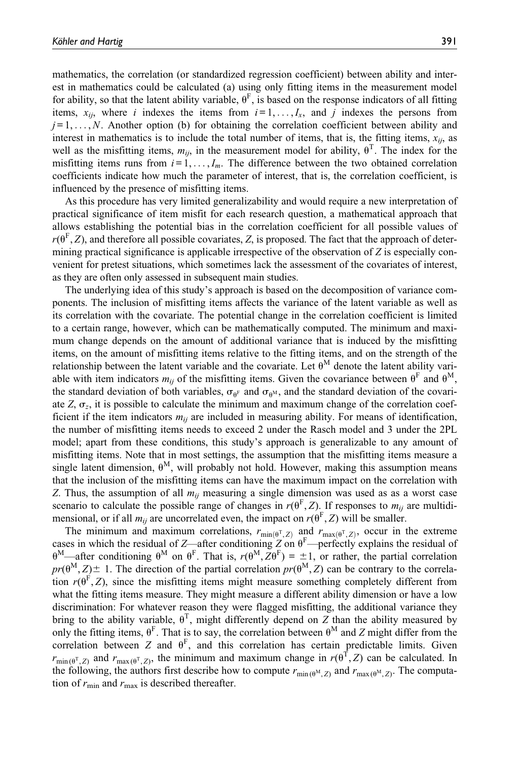mathematics, the correlation (or standardized regression coefficient) between ability and interest in mathematics could be calculated (a) using only fitting items in the measurement model for ability, so that the latent ability variable, $\theta^F$, is based on the response indicators of all fitting items, $x_{ij}$, where $i$ indexes the items from $i = 1, \ldots, I_x$, and $j$ indexes the persons from $j = 1, \ldots, N$. Another option (b) for obtaining the correlation coefficient between ability and interest in mathematics is to include the total number of items, that is, the fitting items, $x_{ij}$, as well as the misfitting items, $m_{ij}$, in the measurement model for ability, $\theta^T$. The index for the misfitting items runs from $i = 1, \ldots, I_m$. The difference between the two obtained correlation coefficients indicate how much the parameter of interest, that is, the correlation coefficient, is influenced by the presence of misfitting items.

As this procedure has very limited generalizability and would require a new interpretation of practical significance of item misfit for each research question, a mathematical approach that allows establishing the potential bias in the correlation coefficient for all possible values of $r(\theta^F, Z)$, and therefore all possible covariates, $Z$, is proposed. The fact that the approach of determining practical significance is applicable irrespective of the observation of $Z$ is especially convenient for pretest situations, which sometimes lack the assessment of the covariates of interest, as they are often only assessed in subsequent main studies.

The underlying idea of this study's approach is based on the decomposition of variance components. The inclusion of misfitting items affects the variance of the latent variable as well as its correlation with the covariate. The potential change in the correlation coefficient is limited to a certain range, however, which can be mathematically computed. The minimum and maximum change depends on the amount of additional variance that is induced by the misfitting items, on the amount of misfitting items relative to the fitting items, and on the strength of the relationship between the latent variable and the covariate. Let $\theta^M$ denote the latent ability variable with item indicators $m_{ij}$ of the misfitting items. Given the covariance between $\theta^F$ and $\theta^M$, the standard deviation of both variables, $\sigma_{\theta^F}$ and $\sigma_{\theta^M}$, and the standard deviation of the covariate $Z$, $\sigma_z$, it is possible to calculate the minimum and maximum change of the correlation coefficient if the item indicators $m_{ij}$ are included in measuring ability. For means of identification, the number of misfitting items needs to exceed 2 under the Rasch model and 3 under the 2PL model; apart from these conditions, this study's approach is generalizable to any amount of misfitting items. Note that in most settings, the assumption that the misfitting items measure a single latent dimension, $\theta^M$, will probably not hold. However, making this assumption means that the inclusion of the misfitting items can have the maximum impact on the correlation with $Z$. Thus, the assumption of all $m_{ij}$ measuring a single dimension was used as as a worst case scenario to calculate the possible range of changes in $r(\theta^F, Z)$. If responses to $m_{ij}$ are multidimensional, or if all $m_{ij}$ are uncorrelated even, the impact on $r(\theta^F, Z)$ will be smaller.

The minimum and maximum correlations, $r_{\min(\theta^T, Z)}$ and $r_{\max(\theta^T, Z)}$, occur in the extreme cases in which the residual of $Z$—after conditioning $Z$ on $\theta^F$—perfectly explains the residual of $\theta^M$—after conditioning $\theta^M$ on $\theta^F$. That is, $r(\theta^M, Z\theta^F) = \pm 1$, or rather, the partial correlation $pr(\theta^M, Z) \pm 1$. The direction of the partial correlation $pr(\theta^M, Z)$ can be contrary to the correlation $r(\theta^F, Z)$, since the misfitting items might measure something completely different from what the fitting items measure. They might measure a different ability dimension or have a low discrimination: For whatever reason they were flagged misfitting, the additional variance they bring to the ability variable, $\theta^T$, might differently depend on $Z$ than the ability measured by only the fitting items, $\theta^F$. That is to say, the correlation between $\theta^M$ and $Z$ might differ from the correlation between $Z$ and $\theta^F$, and this correlation has certain predictable limits. Given $r_{\min(\theta^T, Z)}$ and $r_{\max(\theta^T, Z)}$, the minimum and maximum change in $r(\theta^T, Z)$ can be calculated. In the following, the authors first describe how to compute $r_{\min(\theta^M, Z)}$ and $r_{\max(\theta^M, Z)}$. The computation of $r_{\min}$ and $r_{\max}$ is described thereafter.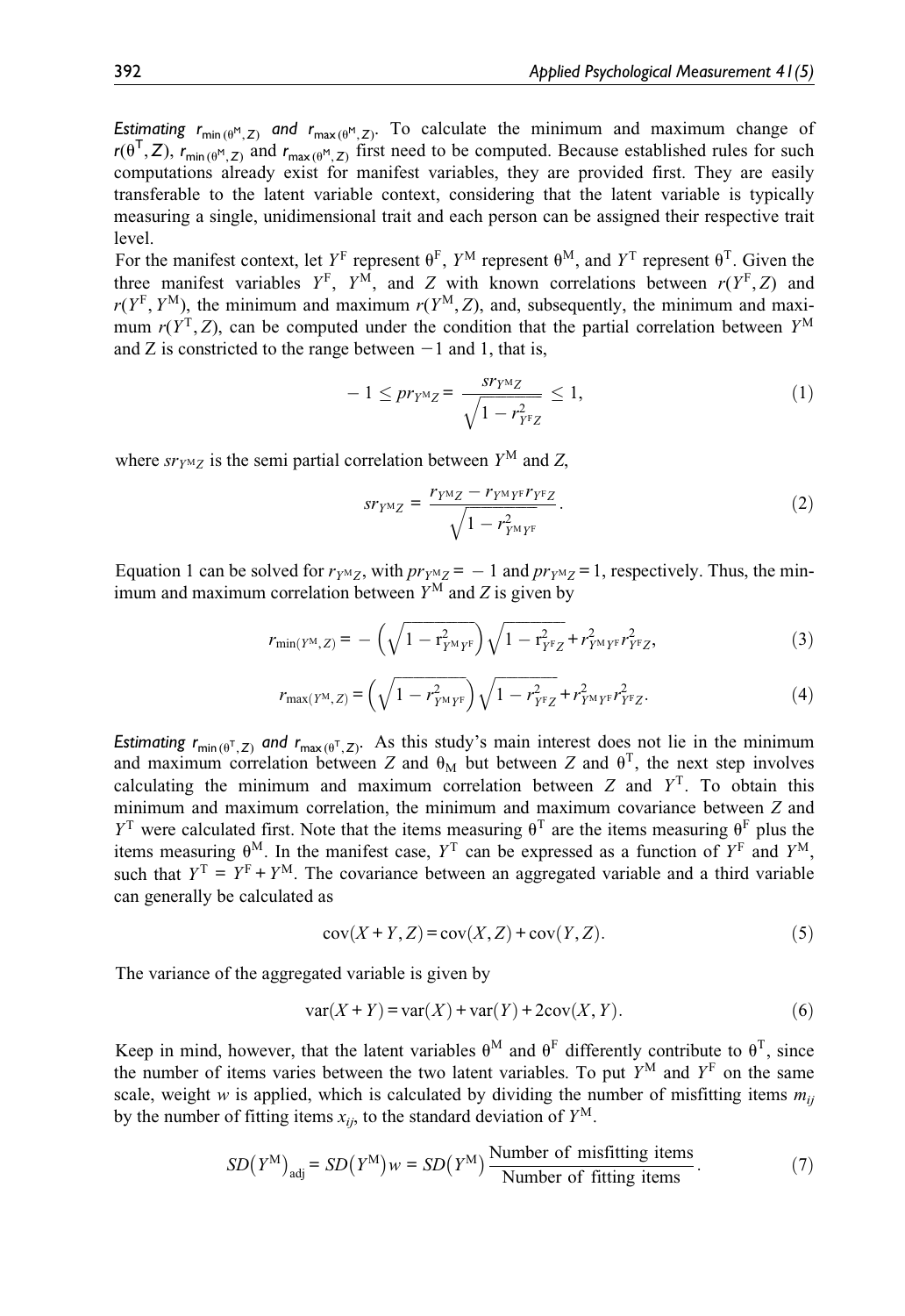*Estimating* $r_{\min(\theta^M, Z)}$ *and* $r_{\max(\theta^M, Z)}$. To calculate the minimum and maximum change of $r(\theta^T, Z)$, $r_{\min(\theta^M, Z)}$ and $r_{\max(\theta^M, Z)}$ first need to be computed. Because established rules for such computations already exist for manifest variables, they are provided first. They are easily transferable to the latent variable context, considering that the latent variable is typically measuring a single, unidimensional trait and each person can be assigned their respective trait level.

For the manifest context, let $Y^F$ represent $\theta^F$, $Y^M$ represent $\theta^M$, and $Y^T$ represent $\theta^T$. Given the three manifest variables $Y^F$, $Y^M$, and $Z$ with known correlations between $r(Y^F, Z)$ and $r(Y^F, Y^M)$, the minimum and maximum $r(Y^M, Z)$, and, subsequently, the minimum and maximum $r(Y^T, Z)$, can be computed under the condition that the partial correlation between $Y^M$ and Z is constricted to the range between $-1$ and 1, that is,

$$-1 \leq pr_{Y^M Z} = \frac{sr_{Y^M Z}}{\sqrt{1 - r^2_{Y^F Z}}} \leq 1, \tag{1}$$

where $sr_{Y^M Z}$ is the semi partial correlation between $Y^M$ and $Z$,

$$sr_{Y^M Z} = \frac{r_{Y^M Z} - r_{Y^M Y^F} r_{Y^F Z}}{\sqrt{1 - r^2_{Y^M Y^F}}}. \tag{2}$$

Equation 1 can be solved for $r_{Y^M Z}$, with $pr_{Y^M Z} = -1$ and $pr_{Y^M Z} = 1$, respectively. Thus, the minimum and maximum correlation between $Y^M$ and $Z$ is given by

$$r_{\min(Y^M, Z)} = -\left(\sqrt{1 - r^2_{Y^M Y^F}}\right)\sqrt{1 - r^2_{Y^F Z}} + r^2_{Y^M Y^F} r^2_{Y^F Z}, \tag{3}$$

$$r_{\max(Y^M, Z)} = \left(\sqrt{1 - r^2_{Y^M Y^F}}\right)\sqrt{1 - r^2_{Y^F Z}} + r^2_{Y^M Y^F} r^2_{Y^F Z}. \tag{4}$$

*Estimating* $r_{\min(\theta^T, Z)}$ *and* $r_{\max(\theta^T, Z)}$. As this study's main interest does not lie in the minimum and maximum correlation between $Z$ and $\theta_M$ but between $Z$ and $\theta^T$, the next step involves calculating the minimum and maximum correlation between $Z$ and $Y^T$. To obtain this minimum and maximum correlation, the minimum and maximum covariance between $Z$ and $Y^T$ were calculated first. Note that the items measuring $\theta^T$ are the items measuring $\theta^F$ plus the items measuring $\theta^M$. In the manifest case, $Y^T$ can be expressed as a function of $Y^F$ and $Y^M$, such that $Y^T = Y^F + Y^M$. The covariance between an aggregated variable and a third variable can generally be calculated as

$$\text{cov}(X + Y, Z) = \text{cov}(X, Z) + \text{cov}(Y, Z). \tag{5}$$

The variance of the aggregated variable is given by

$$\text{var}(X + Y) = \text{var}(X) + \text{var}(Y) + 2\text{cov}(X, Y). \tag{6}$$

Keep in mind, however, that the latent variables $\theta^M$ and $\theta^F$ differently contribute to $\theta^T$, since the number of items varies between the two latent variables. To put $Y^M$ and $Y^F$ on the same scale, weight $w$ is applied, which is calculated by dividing the number of misfitting items $m_{ij}$ by the number of fitting items $x_{ij}$, to the standard deviation of $Y^M$.

$$SD(Y^M)_{\text{adj}} = SD(Y^M)w = SD(Y^M)\frac{\text{Number of misfitting items}}{\text{Number of fitting items}}. \tag{7}$$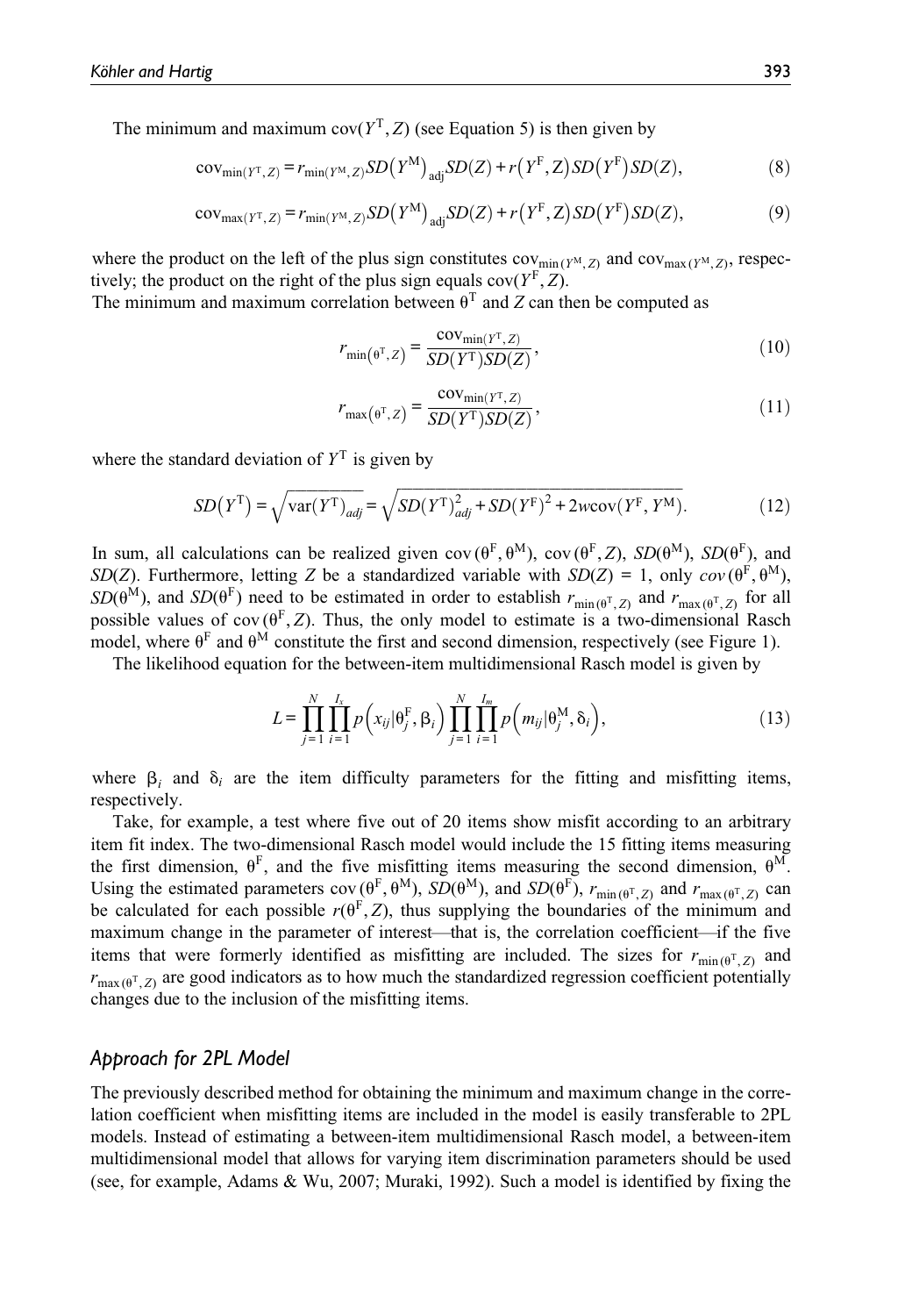The minimum and maximum $\text{cov}(Y^{\text{T}}, Z)$ (see Equation 5) is then given by

$$\text{cov}_{\min(Y^{\text{T}},Z)} = r_{\min(Y^{\text{M}},Z)} SD\left(Y^{\text{M}}\right)_{\text{adj}} SD(Z) + r\left(Y^{\text{F}}, Z\right) SD\left(Y^{\text{F}}\right) SD(Z), \tag{8}$$

$$\text{cov}_{\max(Y^{\text{T}},Z)} = r_{\min(Y^{\text{M}},Z)} SD\left(Y^{\text{M}}\right)_{\text{adj}} SD(Z) + r\left(Y^{\text{F}}, Z\right) SD\left(Y^{\text{F}}\right) SD(Z), \tag{9}$$

where the product on the left of the plus sign constitutes $\text{cov}_{\min(Y^{\text{M}},Z)}$ and $\text{cov}_{\max(Y^{\text{M}},Z)}$, respectively; the product on the right of the plus sign equals $\text{cov}(Y^{\text{F}}, Z)$.
The minimum and maximum correlation between $\theta^{\text{T}}$ and $Z$ can then be computed as

$$r_{\min\left(\theta^{\text{T}},Z\right)} = \frac{\text{cov}_{\min(Y^{\text{T}},Z)}}{SD(Y^{\text{T}})SD(Z)}, \tag{10}$$

$$r_{\max\left(\theta^{\text{T}},Z\right)} = \frac{\text{cov}_{\min(Y^{\text{T}},Z)}}{SD(Y^{\text{T}})SD(Z)}, \tag{11}$$

where the standard deviation of $Y^{\text{T}}$ is given by

$$SD\left(Y^{\text{T}}\right) = \sqrt{\text{var}(Y^{\text{T}})_{adj}} = \sqrt{SD(Y^{\text{T}})^2_{adj} + SD(Y^{\text{F}})^2 + 2w\text{cov}(Y^{\text{F}}, Y^{\text{M}})}. \tag{12}$$

In sum, all calculations can be realized given $\text{cov}(\theta^{\text{F}}, \theta^{\text{M}})$, $\text{cov}(\theta^{\text{F}}, Z)$, $SD(\theta^{\text{M}})$, $SD(\theta^{\text{F}})$, and $SD(Z)$. Furthermore, letting $Z$ be a standardized variable with $SD(Z) = 1$, only $cov(\theta^{\text{F}}, \theta^{\text{M}})$, $SD(\theta^{\text{M}})$, and $SD(\theta^{\text{F}})$ need to be estimated in order to establish $r_{\min(\theta^{\text{T}},Z)}$ and $r_{\max(\theta^{\text{T}},Z)}$ for all possible values of $\text{cov}(\theta^{\text{F}}, Z)$. Thus, the only model to estimate is a two-dimensional Rasch model, where $\theta^{\text{F}}$ and $\theta^{\text{M}}$ constitute the first and second dimension, respectively (see Figure 1).

The likelihood equation for the between-item multidimensional Rasch model is given by

$$L = \prod_{j=1}^{N} \prod_{i=1}^{I_x} p\left(x_{ij} | \theta_j^{\text{F}}, \beta_i\right) \prod_{j=1}^{N} \prod_{i=1}^{I_m} p\left(m_{ij} | \theta_j^{\text{M}}, \delta_i\right), \tag{13}$$

where $\beta_i$ and $\delta_i$ are the item difficulty parameters for the fitting and misfitting items, respectively.

Take, for example, a test where five out of 20 items show misfit according to an arbitrary item fit index. The two-dimensional Rasch model would include the 15 fitting items measuring the first dimension, $\theta^{\text{F}}$, and the five misfitting items measuring the second dimension, $\theta^{\text{M}}$. Using the estimated parameters $\text{cov}(\theta^{\text{F}}, \theta^{\text{M}})$, $SD(\theta^{\text{M}})$, and $SD(\theta^{\text{F}})$, $r_{\min(\theta^{\text{T}},Z)}$ and $r_{\max(\theta^{\text{T}},Z)}$ can be calculated for each possible $r(\theta^{\text{F}}, Z)$, thus supplying the boundaries of the minimum and maximum change in the parameter of interest—that is, the correlation coefficient—if the five items that were formerly identified as misfitting are included. The sizes for $r_{\min(\theta^{\text{T}},Z)}$ and $r_{\max(\theta^{\text{T}},Z)}$ are good indicators as to how much the standardized regression coefficient potentially changes due to the inclusion of the misfitting items.

### *Approach for 2PL Model*

The previously described method for obtaining the minimum and maximum change in the correlation coefficient when misfitting items are included in the model is easily transferable to 2PL models. Instead of estimating a between-item multidimensional Rasch model, a between-item multidimensional model that allows for varying item discrimination parameters should be used (see, for example, Adams & Wu, 2007; Muraki, 1992). Such a model is identified by fixing the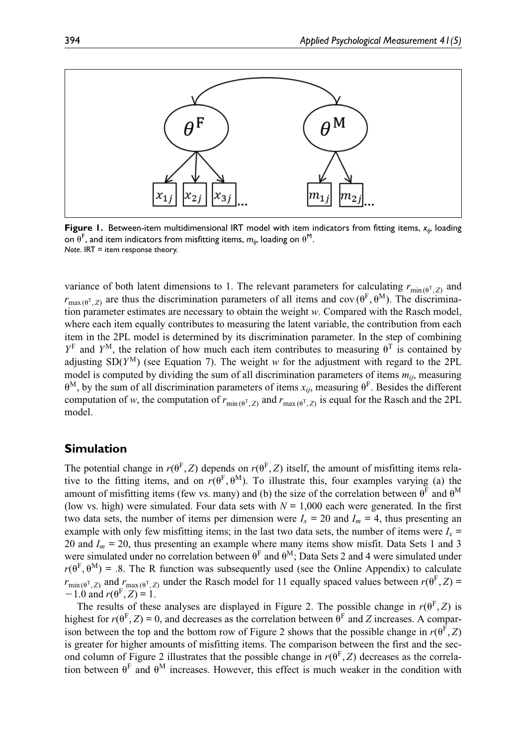**Figure 1.** Between-item multidimensional IRT model with item indicators from fitting items, $x_{ij}$, loading on $\theta^{\mathrm{F}}$, and item indicators from misfitting items, $m_{ij}$, loading on $\theta^{\mathrm{M}}$.
*Note.* IRT = item response theory.

variance of both latent dimensions to 1. The relevant parameters for calculating $r_{\min(\theta^{\mathrm{T}},Z)}$ and $r_{\max(\theta^{\mathrm{T}},Z)}$ are thus the discrimination parameters of all items and $\mathrm{cov}(\theta^{\mathrm{F}}, \theta^{\mathrm{M}})$. The discrimination parameter estimates are necessary to obtain the weight $w$. Compared with the Rasch model, where each item equally contributes to measuring the latent variable, the contribution from each item in the 2PL model is determined by its discrimination parameter. In the step of combining $Y^{\mathrm{F}}$ and $Y^{\mathrm{M}}$, the relation of how much each item contributes to measuring $\theta^{\mathrm{T}}$ is contained by adjusting $\mathrm{SD}(Y^{\mathrm{M}})$ (see Equation 7). The weight $w$ for the adjustment with regard to the 2PL model is computed by dividing the sum of all discrimination parameters of items $m_{ij}$, measuring $\theta^{\mathrm{M}}$, by the sum of all discrimination parameters of items $x_{ij}$, measuring $\theta^{\mathrm{F}}$. Besides the different computation of $w$, the computation of $r_{\min(\theta^{\mathrm{T}},Z)}$ and $r_{\max(\theta^{\mathrm{T}},Z)}$ is equal for the Rasch and the 2PL model.

## Simulation

The potential change in $r(\theta^{\mathrm{F}}, Z)$ depends on $r(\theta^{\mathrm{F}}, Z)$ itself, the amount of misfitting items relative to the fitting items, and on $r(\theta^{\mathrm{F}}, \theta^{\mathrm{M}})$. To illustrate this, four examples varying (a) the amount of misfitting items (few vs. many) and (b) the size of the correlation between $\theta^{\mathrm{F}}$ and $\theta^{\mathrm{M}}$ (low vs. high) were simulated. Four data sets with $N = 1{,}000$ each were generated. In the first two data sets, the number of items per dimension were $I_x = 20$ and $I_m = 4$, thus presenting an example with only few misfitting items; in the last two data sets, the number of items were $I_x = 20$ and $I_m = 20$, thus presenting an example where many items show misfit. Data Sets 1 and 3 were simulated under no correlation between $\theta^{\mathrm{F}}$ and $\theta^{\mathrm{M}}$; Data Sets 2 and 4 were simulated under $r(\theta^{\mathrm{F}}, \theta^{\mathrm{M}}) = .8$. The R function was subsequently used (see the Online Appendix) to calculate $r_{\min(\theta^{\mathrm{T}},Z)}$ and $r_{\max(\theta^{\mathrm{T}},Z)}$ under the Rasch model for 11 equally spaced values between $r(\theta^{\mathrm{F}}, Z) = -1.0$ and $r(\theta^{\mathrm{F}}, Z) = 1$.

The results of these analyses are displayed in Figure 2. The possible change in $r(\theta^{\mathrm{F}}, Z)$ is highest for $r(\theta^{\mathrm{F}}, Z) = 0$, and decreases as the correlation between $\theta^{\mathrm{F}}$ and $Z$ increases. A comparison between the top and the bottom row of Figure 2 shows that the possible change in $r(\theta^{\mathrm{F}}, Z)$ is greater for higher amounts of misfitting items. The comparison between the first and the second column of Figure 2 illustrates that the possible change in $r(\theta^{\mathrm{F}}, Z)$ decreases as the correlation between $\theta^{\mathrm{F}}$ and $\theta^{\mathrm{M}}$ increases. However, this effect is much weaker in the condition with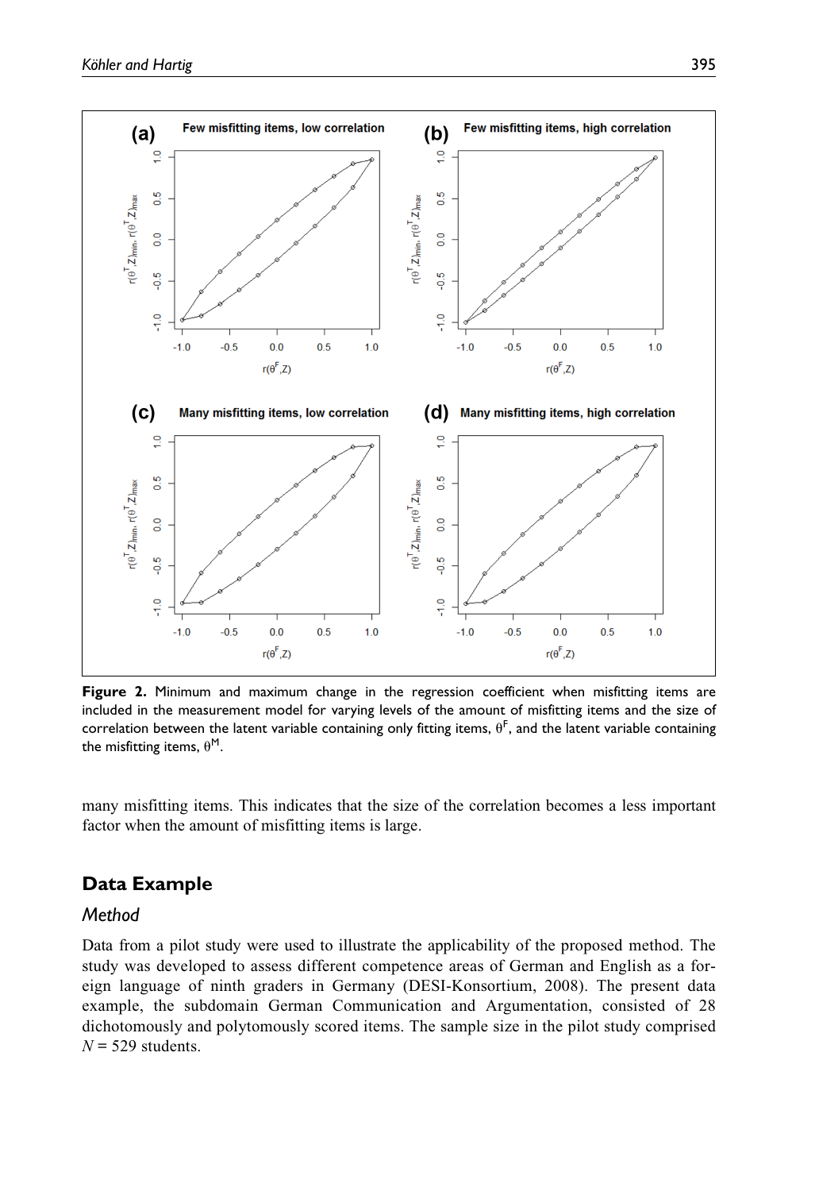**Figure 2.** Minimum and maximum change in the regression coefficient when misfitting items are included in the measurement model for varying levels of the amount of misfitting items and the size of correlation between the latent variable containing only fitting items, $\theta^F$, and the latent variable containing the misfitting items, $\theta^M$.

many misfitting items. This indicates that the size of the correlation becomes a less important factor when the amount of misfitting items is large.

## Data Example

### *Method*

Data from a pilot study were used to illustrate the applicability of the proposed method. The study was developed to assess different competence areas of German and English as a foreign language of ninth graders in Germany (DESI-Konsortium, 2008). The present data example, the subdomain German Communication and Argumentation, consisted of 28 dichotomously and polytomously scored items. The sample size in the pilot study comprised $N = 529$ students.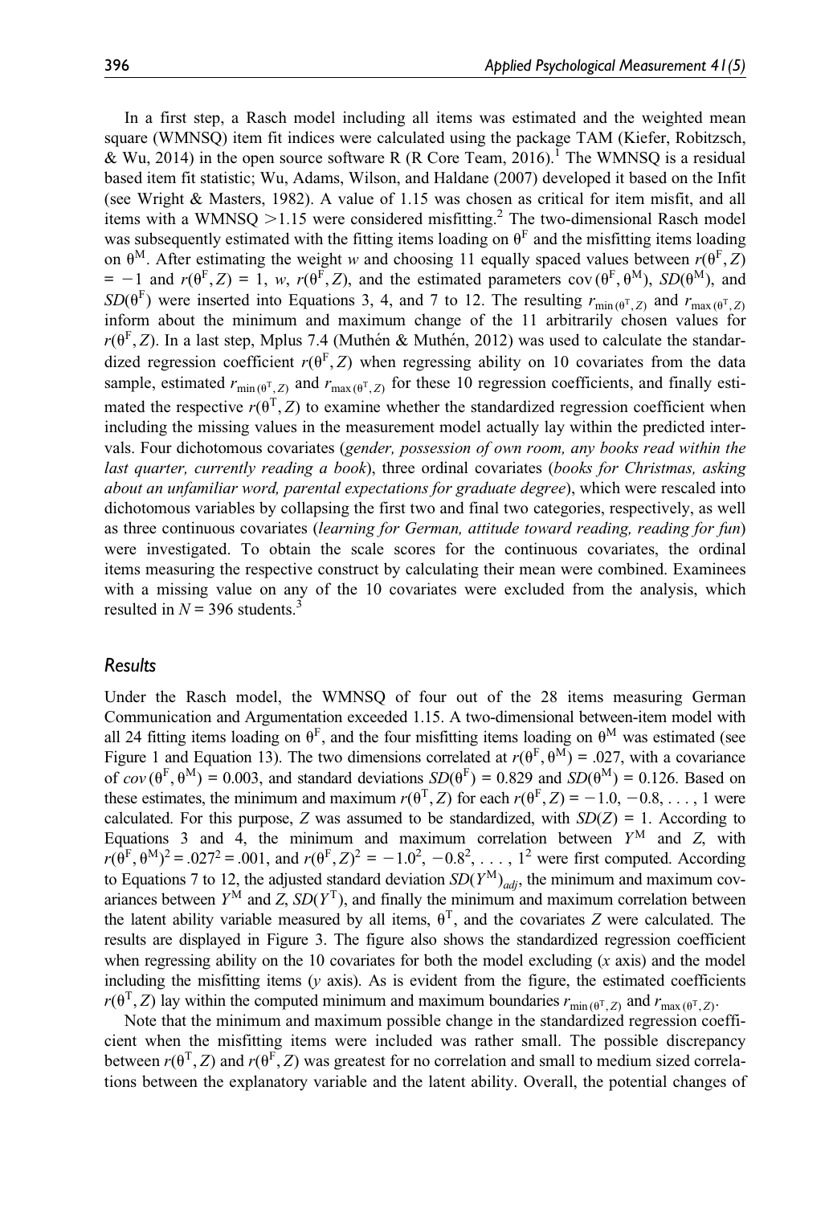In a first step, a Rasch model including all items was estimated and the weighted mean square (WMNSQ) item fit indices were calculated using the package TAM (Kiefer, Robitzsch, & Wu, 2014) in the open source software R (R Core Team, 2016).[1] The WMNSQ is a residual based item fit statistic; Wu, Adams, Wilson, and Haldane (2007) developed it based on the Infit (see Wright & Masters, 1982). A value of 1.15 was chosen as critical for item misfit, and all items with a WMNSQ $>1.15$ were considered misfitting.[2] The two-dimensional Rasch model was subsequently estimated with the fitting items loading on $\theta^{F}$ and the misfitting items loading on $\theta^{M}$. After estimating the weight $w$ and choosing 11 equally spaced values between $r(\theta^{F}, Z) = -1$ and $r(\theta^{F}, Z) = 1$, $w$, $r(\theta^{F}, Z)$, and the estimated parameters $cov(\theta^{F}, \theta^{M})$, $SD(\theta^{M})$, and $SD(\theta^{F})$ were inserted into Equations 3, 4, and 7 to 12. The resulting $r_{\min(\theta^{T}, Z)}$ and $r_{\max(\theta^{T}, Z)}$ inform about the minimum and maximum change of the 11 arbitrarily chosen values for $r(\theta^{F}, Z)$. In a last step, Mplus 7.4 (Muthén & Muthén, 2012) was used to calculate the standardized regression coefficient $r(\theta^{F}, Z)$ when regressing ability on 10 covariates from the data sample, estimated $r_{\min(\theta^{T}, Z)}$ and $r_{\max(\theta^{T}, Z)}$ for these 10 regression coefficients, and finally estimated the respective $r(\theta^{T}, Z)$ to examine whether the standardized regression coefficient when including the missing values in the measurement model actually lay within the predicted intervals. Four dichotomous covariates (*gender, possession of own room, any books read within the last quarter, currently reading a book*), three ordinal covariates (*books for Christmas, asking about an unfamiliar word, parental expectations for graduate degree*), which were rescaled into dichotomous variables by collapsing the first two and final two categories, respectively, as well as three continuous covariates (*learning for German, attitude toward reading, reading for fun*) were investigated. To obtain the scale scores for the continuous covariates, the ordinal items measuring the respective construct by calculating their mean were combined. Examinees with a missing value on any of the 10 covariates were excluded from the analysis, which resulted in $N = 396$ students.[3]

## Results

Under the Rasch model, the WMNSQ of four out of the 28 items measuring German Communication and Argumentation exceeded 1.15. A two-dimensional between-item model with all 24 fitting items loading on $\theta^{F}$, and the four misfitting items loading on $\theta^{M}$ was estimated (see Figure 1 and Equation 13). The two dimensions correlated at $r(\theta^{F}, \theta^{M}) = .027$, with a covariance of $cov(\theta^{F}, \theta^{M}) = 0.003$, and standard deviations $SD(\theta^{F}) = 0.829$ and $SD(\theta^{M}) = 0.126$. Based on these estimates, the minimum and maximum $r(\theta^{T}, Z)$ for each $r(\theta^{F}, Z) = -1.0, -0.8, \ldots, 1$ were calculated. For this purpose, $Z$ was assumed to be standardized, with $SD(Z) = 1$. According to Equations 3 and 4, the minimum and maximum correlation between $Y^{M}$ and $Z$, with $r(\theta^{F}, \theta^{M})^2 = .027^2 = .001$, and $r(\theta^{F}, Z)^2 = -1.0^2, -0.8^2, \ldots, 1^2$ were first computed. According to Equations 7 to 12, the adjusted standard deviation $SD(Y^{M})_{adj}$, the minimum and maximum covariances between $Y^{M}$ and $Z$, $SD(Y^{T})$, and finally the minimum and maximum correlation between the latent ability variable measured by all items, $\theta^{T}$, and the covariates $Z$ were calculated. The results are displayed in Figure 3. The figure also shows the standardized regression coefficient when regressing ability on the 10 covariates for both the model excluding ($x$ axis) and the model including the misfitting items ($y$ axis). As is evident from the figure, the estimated coefficients $r(\theta^{T}, Z)$ lay within the computed minimum and maximum boundaries $r_{\min(\theta^{T}, Z)}$ and $r_{\max(\theta^{T}, Z)}$.

Note that the minimum and maximum possible change in the standardized regression coefficient when the misfitting items were included was rather small. The possible discrepancy between $r(\theta^{T}, Z)$ and $r(\theta^{F}, Z)$ was greatest for no correlation and small to medium sized correlations between the explanatory variable and the latent ability. Overall, the potential changes of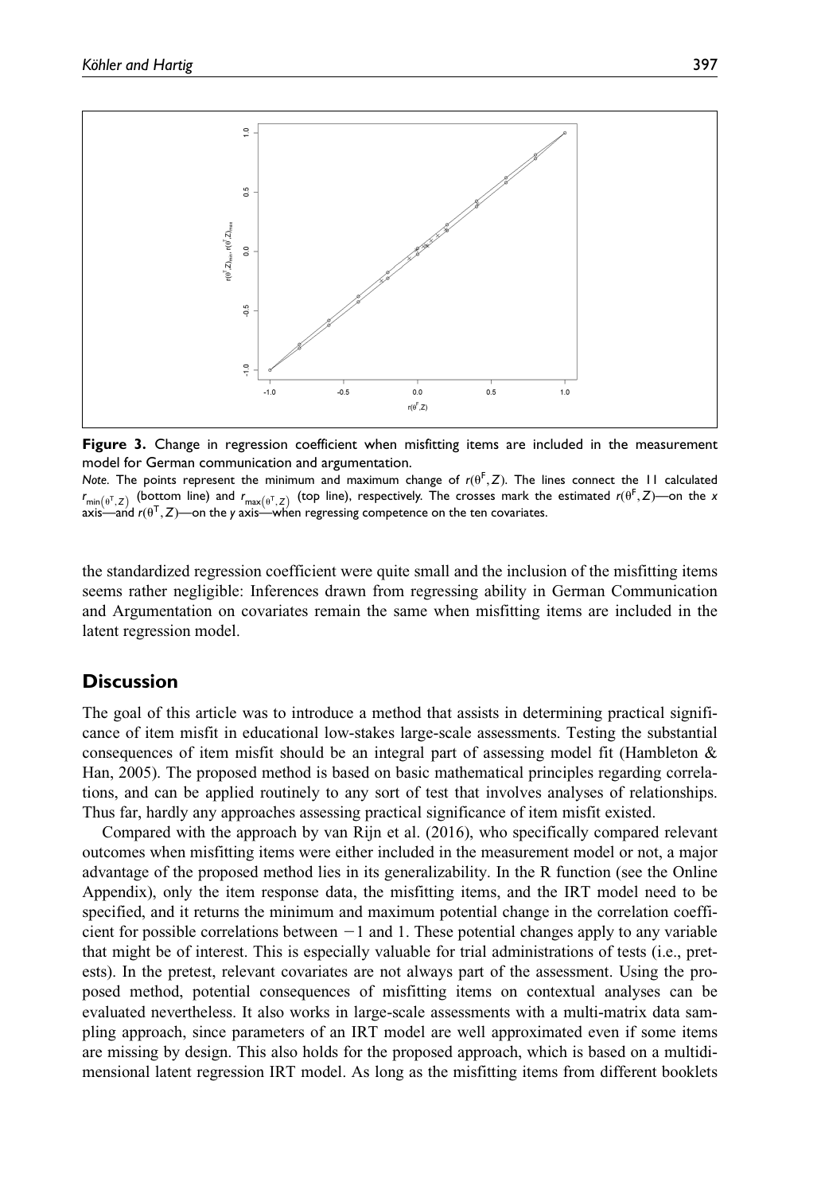**Figure 3.** Change in regression coefficient when misfitting items are included in the measurement model for German communication and argumentation.

*Note*. The points represent the minimum and maximum change of $r(\theta^F, Z)$. The lines connect the 11 calculated $r_{\min(\theta^T, Z)}$ (bottom line) and $r_{\max(\theta^T, Z)}$ (top line), respectively. The crosses mark the estimated $r(\theta^F, Z)$—on the *x* axis—and $r(\theta^T, Z)$—on the *y* axis—when regressing competence on the ten covariates.

the standardized regression coefficient were quite small and the inclusion of the misfitting items seems rather negligible: Inferences drawn from regressing ability in German Communication and Argumentation on covariates remain the same when misfitting items are included in the latent regression model.

## Discussion

The goal of this article was to introduce a method that assists in determining practical significance of item misfit in educational low-stakes large-scale assessments. Testing the substantial consequences of item misfit should be an integral part of assessing model fit (Hambleton & Han, 2005). The proposed method is based on basic mathematical principles regarding correlations, and can be applied routinely to any sort of test that involves analyses of relationships. Thus far, hardly any approaches assessing practical significance of item misfit existed.

Compared with the approach by van Rijn et al. (2016), who specifically compared relevant outcomes when misfitting items were either included in the measurement model or not, a major advantage of the proposed method lies in its generalizability. In the R function (see the Online Appendix), only the item response data, the misfitting items, and the IRT model need to be specified, and it returns the minimum and maximum potential change in the correlation coefficient for possible correlations between $-1$ and 1. These potential changes apply to any variable that might be of interest. This is especially valuable for trial administrations of tests (i.e., pretests). In the pretest, relevant covariates are not always part of the assessment. Using the proposed method, potential consequences of misfitting items on contextual analyses can be evaluated nevertheless. It also works in large-scale assessments with a multi-matrix data sampling approach, since parameters of an IRT model are well approximated even if some items are missing by design. This also holds for the proposed approach, which is based on a multidimensional latent regression IRT model. As long as the misfitting items from different booklets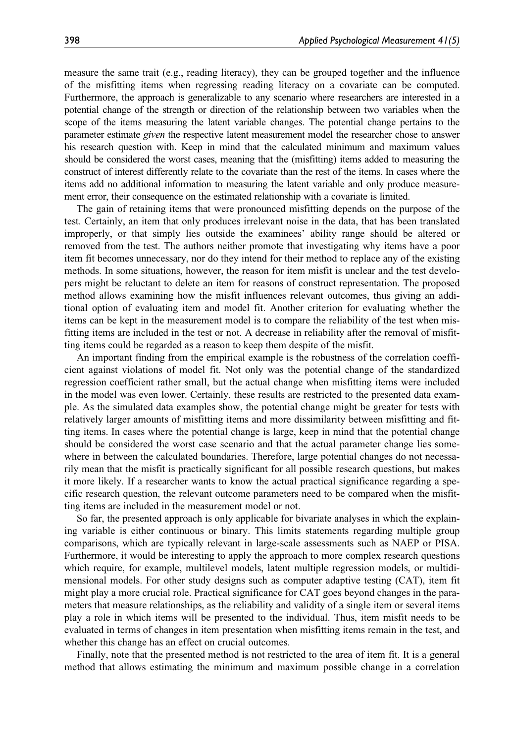measure the same trait (e.g., reading literacy), they can be grouped together and the influence of the misfitting items when regressing reading literacy on a covariate can be computed. Furthermore, the approach is generalizable to any scenario where researchers are interested in a potential change of the strength or direction of the relationship between two variables when the scope of the items measuring the latent variable changes. The potential change pertains to the parameter estimate *given* the respective latent measurement model the researcher chose to answer his research question with. Keep in mind that the calculated minimum and maximum values should be considered the worst cases, meaning that the (misfitting) items added to measuring the construct of interest differently relate to the covariate than the rest of the items. In cases where the items add no additional information to measuring the latent variable and only produce measurement error, their consequence on the estimated relationship with a covariate is limited.

The gain of retaining items that were pronounced misfitting depends on the purpose of the test. Certainly, an item that only produces irrelevant noise in the data, that has been translated improperly, or that simply lies outside the examinees' ability range should be altered or removed from the test. The authors neither promote that investigating why items have a poor item fit becomes unnecessary, nor do they intend for their method to replace any of the existing methods. In some situations, however, the reason for item misfit is unclear and the test developers might be reluctant to delete an item for reasons of construct representation. The proposed method allows examining how the misfit influences relevant outcomes, thus giving an additional option of evaluating item and model fit. Another criterion for evaluating whether the items can be kept in the measurement model is to compare the reliability of the test when misfitting items are included in the test or not. A decrease in reliability after the removal of misfitting items could be regarded as a reason to keep them despite of the misfit.

An important finding from the empirical example is the robustness of the correlation coefficient against violations of model fit. Not only was the potential change of the standardized regression coefficient rather small, but the actual change when misfitting items were included in the model was even lower. Certainly, these results are restricted to the presented data example. As the simulated data examples show, the potential change might be greater for tests with relatively larger amounts of misfitting items and more dissimilarity between misfitting and fitting items. In cases where the potential change is large, keep in mind that the potential change should be considered the worst case scenario and that the actual parameter change lies somewhere in between the calculated boundaries. Therefore, large potential changes do not necessarily mean that the misfit is practically significant for all possible research questions, but makes it more likely. If a researcher wants to know the actual practical significance regarding a specific research question, the relevant outcome parameters need to be compared when the misfitting items are included in the measurement model or not.

So far, the presented approach is only applicable for bivariate analyses in which the explaining variable is either continuous or binary. This limits statements regarding multiple group comparisons, which are typically relevant in large-scale assessments such as NAEP or PISA. Furthermore, it would be interesting to apply the approach to more complex research questions which require, for example, multilevel models, latent multiple regression models, or multidimensional models. For other study designs such as computer adaptive testing (CAT), item fit might play a more crucial role. Practical significance for CAT goes beyond changes in the parameters that measure relationships, as the reliability and validity of a single item or several items play a role in which items will be presented to the individual. Thus, item misfit needs to be evaluated in terms of changes in item presentation when misfitting items remain in the test, and whether this change has an effect on crucial outcomes.

Finally, note that the presented method is not restricted to the area of item fit. It is a general method that allows estimating the minimum and maximum possible change in a correlation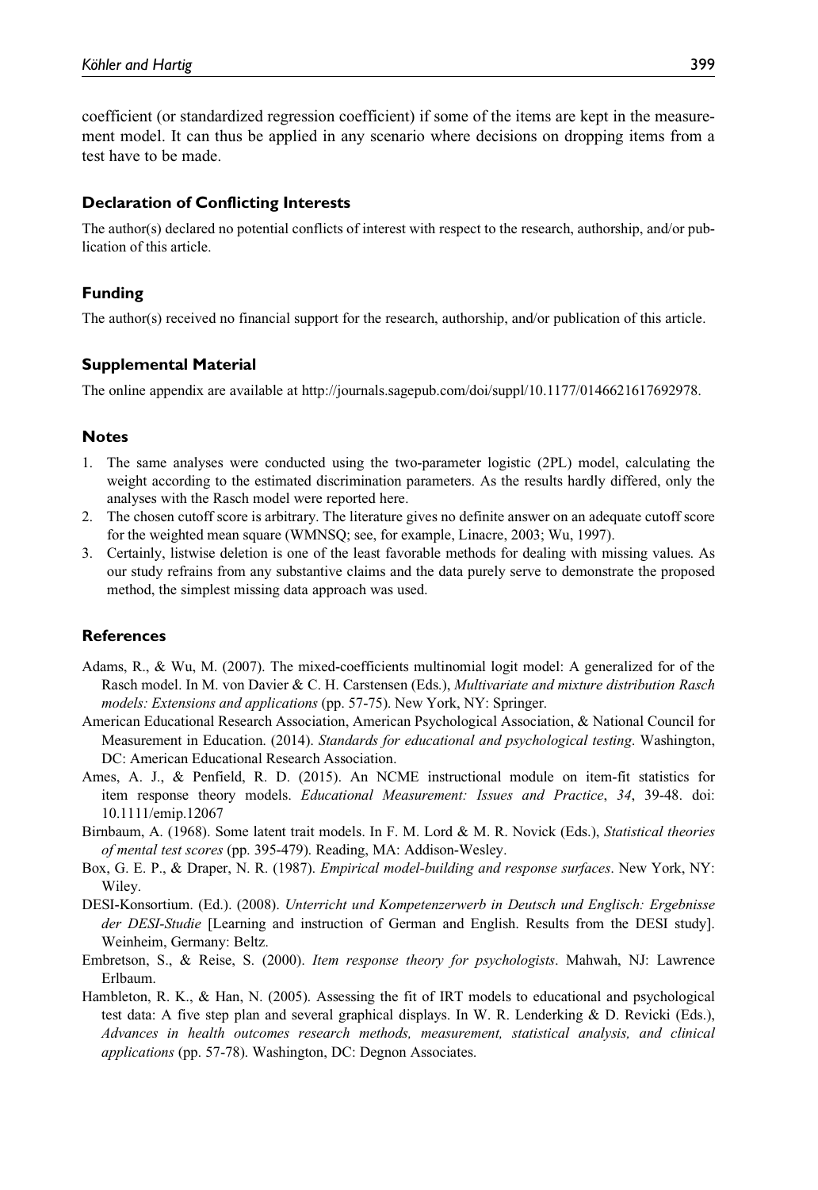coefficient (or standardized regression coefficient) if some of the items are kept in the measurement model. It can thus be applied in any scenario where decisions on dropping items from a test have to be made.

### Declaration of Conflicting Interests

The author(s) declared no potential conflicts of interest with respect to the research, authorship, and/or publication of this article.

### Funding

The author(s) received no financial support for the research, authorship, and/or publication of this article.

### Supplemental Material

The online appendix are available at http://journals.sagepub.com/doi/suppl/10.1177/0146621617692978.

### Notes

1. The same analyses were conducted using the two-parameter logistic (2PL) model, calculating the weight according to the estimated discrimination parameters. As the results hardly differed, only the analyses with the Rasch model were reported here.
2. The chosen cutoff score is arbitrary. The literature gives no definite answer on an adequate cutoff score for the weighted mean square (WMNSQ; see, for example, Linacre, 2003; Wu, 1997).
3. Certainly, listwise deletion is one of the least favorable methods for dealing with missing values. As our study refrains from any substantive claims and the data purely serve to demonstrate the proposed method, the simplest missing data approach was used.

### References

Adams, R., & Wu, M. (2007). The mixed-coefficients multinomial logit model: A generalized for of the Rasch model. In M. von Davier & C. H. Carstensen (Eds.), *Multivariate and mixture distribution Rasch models: Extensions and applications* (pp. 57-75). New York, NY: Springer.

American Educational Research Association, American Psychological Association, & National Council for Measurement in Education. (2014). *Standards for educational and psychological testing*. Washington, DC: American Educational Research Association.

Ames, A. J., & Penfield, R. D. (2015). An NCME instructional module on item-fit statistics for item response theory models. *Educational Measurement: Issues and Practice*, *34*, 39-48. doi: 10.1111/emip.12067

Birnbaum, A. (1968). Some latent trait models. In F. M. Lord & M. R. Novick (Eds.), *Statistical theories of mental test scores* (pp. 395-479). Reading, MA: Addison-Wesley.

Box, G. E. P., & Draper, N. R. (1987). *Empirical model-building and response surfaces*. New York, NY: Wiley.

DESI-Konsortium. (Ed.). (2008). *Unterricht und Kompetenzerwerb in Deutsch und Englisch: Ergebnisse der DESI-Studie* [Learning and instruction of German and English. Results from the DESI study]. Weinheim, Germany: Beltz.

Embretson, S., & Reise, S. (2000). *Item response theory for psychologists*. Mahwah, NJ: Lawrence Erlbaum.

Hambleton, R. K., & Han, N. (2005). Assessing the fit of IRT models to educational and psychological test data: A five step plan and several graphical displays. In W. R. Lenderking & D. Revicki (Eds.), *Advances in health outcomes research methods, measurement, statistical analysis, and clinical applications* (pp. 57-78). Washington, DC: Degnon Associates.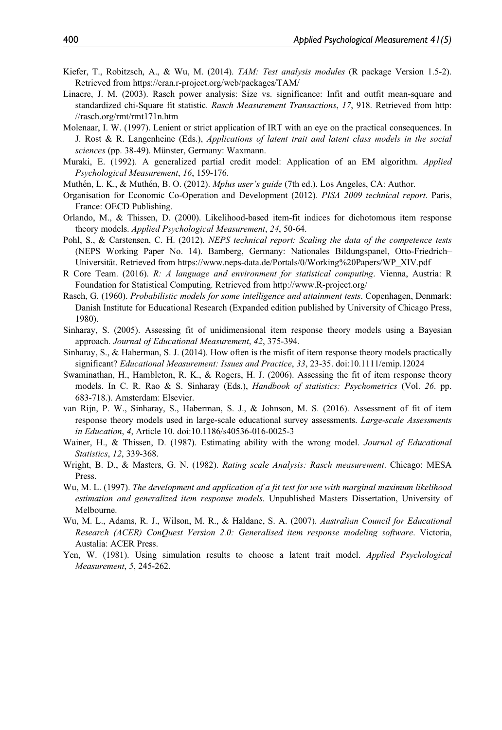Kiefer, T., Robitzsch, A., & Wu, M. (2014). *TAM: Test analysis modules* (R package Version 1.5-2). Retrieved from https://cran.r-project.org/web/packages/TAM/

Linacre, J. M. (2003). Rasch power analysis: Size vs. significance: Infit and outfit mean-square and standardized chi-Square fit statistic. *Rasch Measurement Transactions*, *17*, 918. Retrieved from http://rasch.org/rmt/rmt171n.htm

Molenaar, I. W. (1997). Lenient or strict application of IRT with an eye on the practical consequences. In J. Rost & R. Langenheine (Eds.), *Applications of latent trait and latent class models in the social sciences* (pp. 38-49). Münster, Germany: Waxmann.

Muraki, E. (1992). A generalized partial credit model: Application of an EM algorithm. *Applied Psychological Measurement*, *16*, 159-176.

Muthén, L. K., & Muthén, B. O. (2012). *Mplus user's guide* (7th ed.). Los Angeles, CA: Author.

Organisation for Economic Co-Operation and Development (2012). *PISA 2009 technical report*. Paris, France: OECD Publishing.

Orlando, M., & Thissen, D. (2000). Likelihood-based item-fit indices for dichotomous item response theory models. *Applied Psychological Measurement*, *24*, 50-64.

Pohl, S., & Carstensen, C. H. (2012). *NEPS technical report: Scaling the data of the competence tests* (NEPS Working Paper No. 14). Bamberg, Germany: Nationales Bildungspanel, Otto-Friedrich–Universität. Retrieved from https://www.neps-data.de/Portals/0/Working%20Papers/WP_XIV.pdf

R Core Team. (2016). *R: A language and environment for statistical computing*. Vienna, Austria: R Foundation for Statistical Computing. Retrieved from http://www.R-project.org/

Rasch, G. (1960). *Probabilistic models for some intelligence and attainment tests*. Copenhagen, Denmark: Danish Institute for Educational Research (Expanded edition published by University of Chicago Press, 1980).

Sinharay, S. (2005). Assessing fit of unidimensional item response theory models using a Bayesian approach. *Journal of Educational Measurement*, *42*, 375-394.

Sinharay, S., & Haberman, S. J. (2014). How often is the misfit of item response theory models practically significant? *Educational Measurement: Issues and Practice*, *33*, 23-35. doi:10.1111/emip.12024

Swaminathan, H., Hambleton, R. K., & Rogers, H. J. (2006). Assessing the fit of item response theory models. In C. R. Rao & S. Sinharay (Eds.), *Handbook of statistics: Psychometrics* (Vol. *26*. pp. 683-718.). Amsterdam: Elsevier.

van Rijn, P. W., Sinharay, S., Haberman, S. J., & Johnson, M. S. (2016). Assessment of fit of item response theory models used in large-scale educational survey assessments. *Large-scale Assessments in Education*, *4*, Article 10. doi:10.1186/s40536-016-0025-3

Wainer, H., & Thissen, D. (1987). Estimating ability with the wrong model. *Journal of Educational Statistics*, *12*, 339-368.

Wright, B. D., & Masters, G. N. (1982). *Rating scale Analysis: Rasch measurement*. Chicago: MESA Press.

Wu, M. L. (1997). *The development and application of a fit test for use with marginal maximum likelihood estimation and generalized item response models*. Unpublished Masters Dissertation, University of Melbourne.

Wu, M. L., Adams, R. J., Wilson, M. R., & Haldane, S. A. (2007). *Australian Council for Educational Research (ACER) ConQuest Version 2.0: Generalised item response modeling software*. Victoria, Austalia: ACER Press.

Yen, W. (1981). Using simulation results to choose a latent trait model. *Applied Psychological Measurement*, *5*, 245-262.